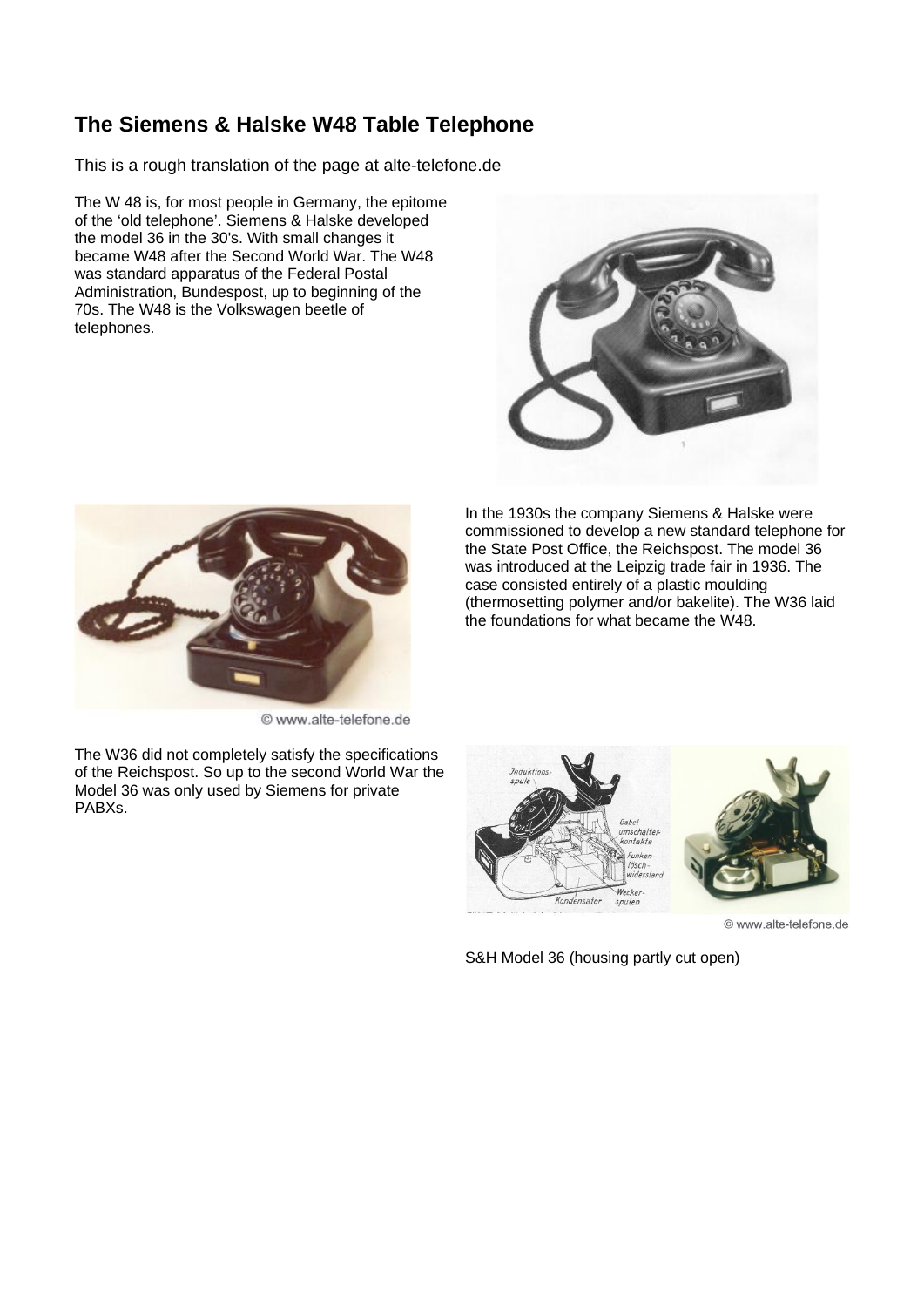# The Siemens & Halske W48 Table Telephone

This is a rough translation of the page at alte-telefone.de

The W 48 is, for most people in Germany, the epitome of the 'old telephone'. Siemens & Halske developed the model 36 in the 30's. With small changes it became W48 after the Second World War. The W48 was standard apparatus of the Federal Postal Administration, Bundespost, up to beginning of the 70s. The W48 is the Volkswagen beetle of telephones.

© www.alte-telefone.de

In the 1930s the company Siemens & Halske were commissioned to develop a new standard telephone for the State Post Office, the Reichspost. The model 36 was introduced at the Leipzig trade fair in 1936. The case consisted entirely of a plastic moulding (thermosetting polymer and/or bakelite). The W36 laid the foundations for what became the W48.

The W36 did not completely satisfy the specifications of the Reichspost. So up to the second World War the Model 36 was only used by Siemens for private PABXs.

© www.alte-telefone.de

S&H Model 36 (housing partly cut open)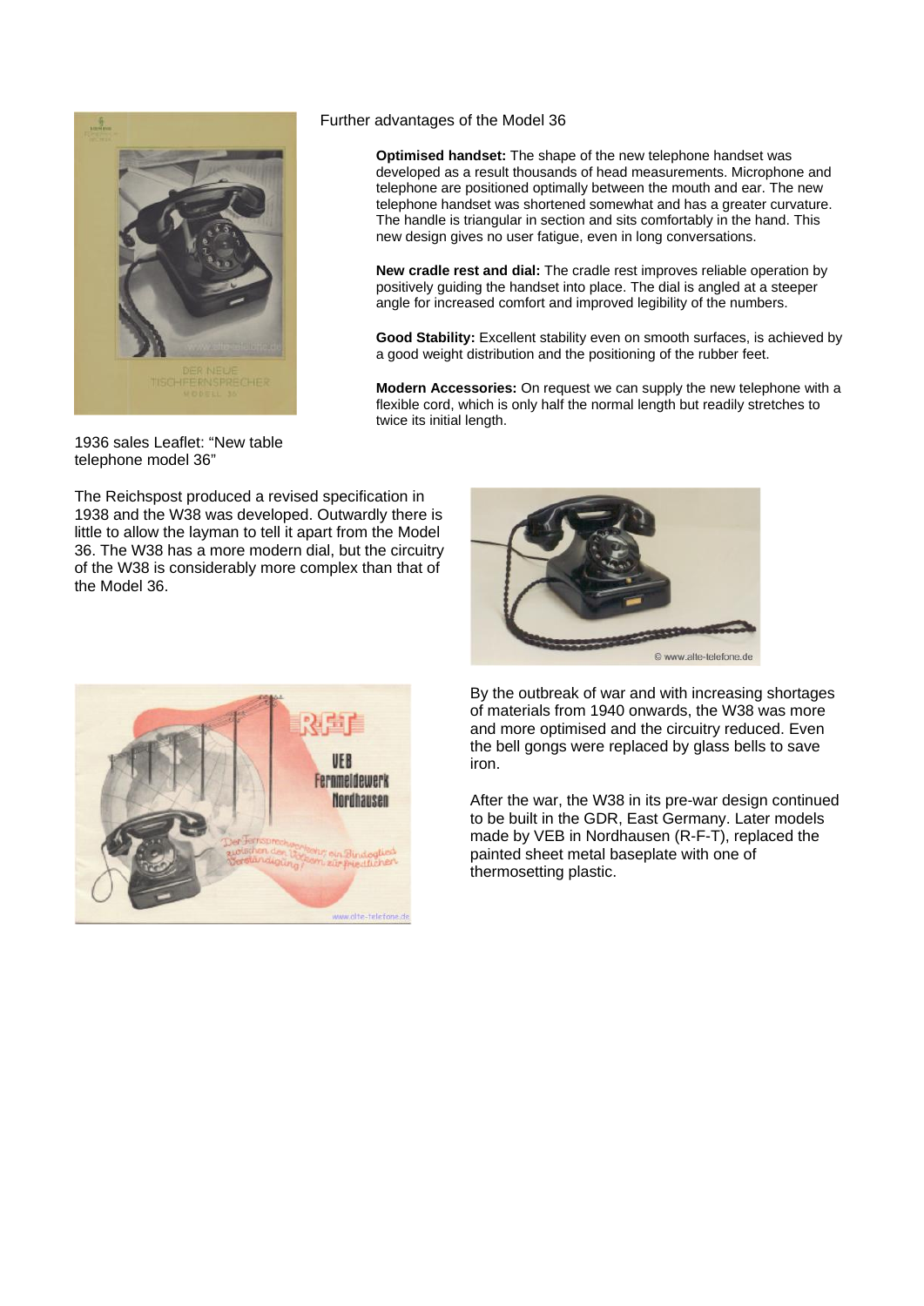Further advantages of the Model 36

**Optimised handset:** The shape of the new telephone handset was developed as a result thousands of head measurements. Microphone and telephone are positioned optimally between the mouth and ear. The new telephone handset was shortened somewhat and has a greater curvature. The handle is triangular in section and sits comfortably in the hand. This new design gives no user fatigue, even in long conversations.

**New cradle rest and dial:** The cradle rest improves reliable operation by positively guiding the handset into place. The dial is angled at a steeper angle for increased comfort and improved legibility of the numbers.

**Good Stability:** Excellent stability even on smooth surfaces, is achieved by a good weight distribution and the positioning of the rubber feet.

**Modern Accessories:** On request we can supply the new telephone with a flexible cord, which is only half the normal length but readily stretches to twice its initial length.

1936 sales Leaflet: "New table telephone model 36"

The Reichspost produced a revised specification in 1938 and the W38 was developed. Outwardly there is little to allow the layman to tell it apart from the Model 36. The W38 has a more modern dial, but the circuitry of the W38 is considerably more complex than that of the Model 36.

By the outbreak of war and with increasing shortages of materials from 1940 onwards, the W38 was more and more optimised and the circuitry reduced. Even the bell gongs were replaced by glass bells to save iron.

After the war, the W38 in its pre-war design continued to be built in the GDR, East Germany. Later models made by VEB in Nordhausen (R-F-T), replaced the painted sheet metal baseplate with one of thermosetting plastic.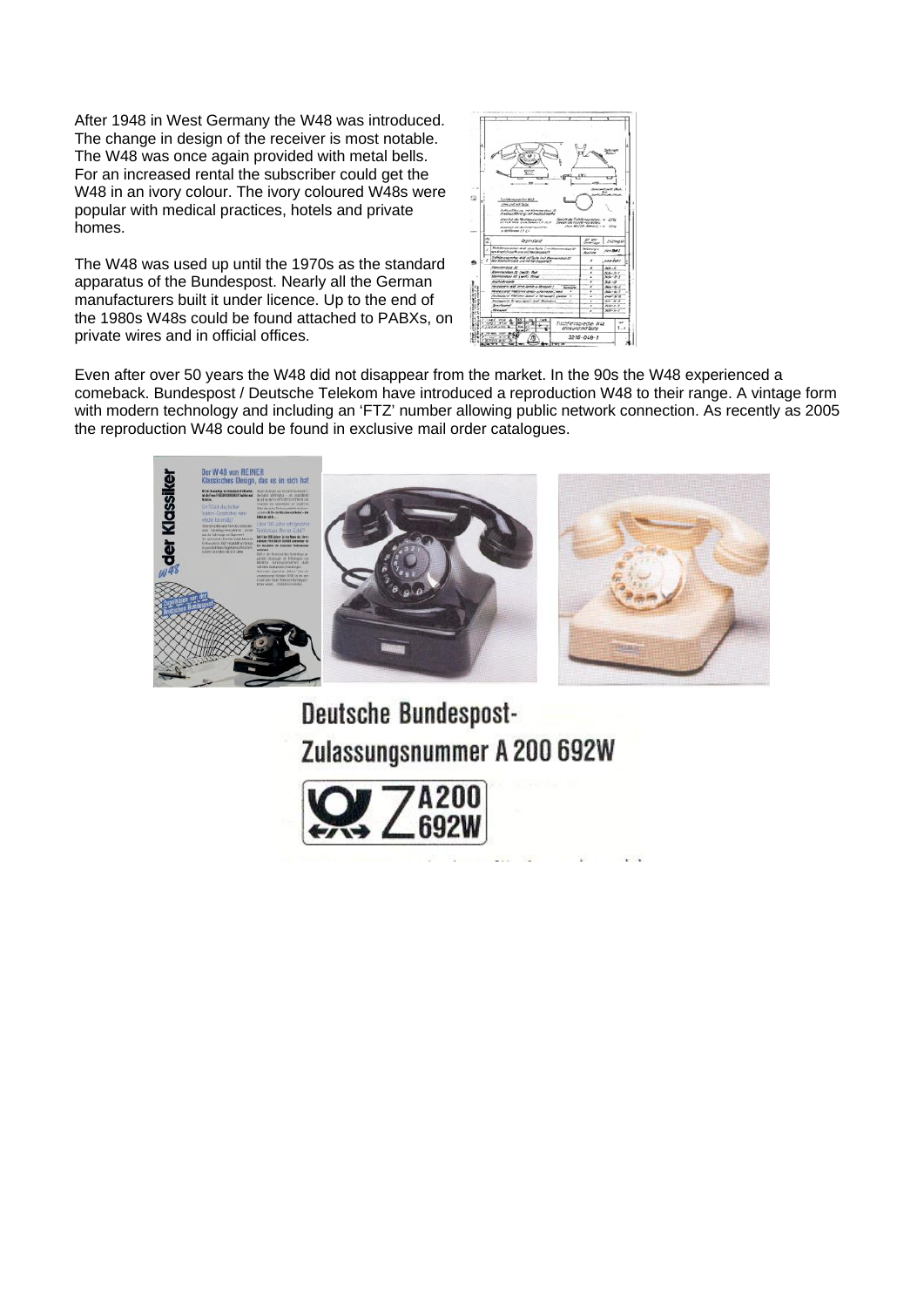After 1948 in West Germany the W48 was introduced. The change in design of the receiver is most notable. The W48 was once again provided with metal bells. For an increased rental the subscriber could get the W48 in an ivory colour. The ivory coloured W48s were popular with medical practices, hotels and private homes.

The W48 was used up until the 1970s as the standard apparatus of the Bundespost. Nearly all the German manufacturers built it under licence. Up to the end of the 1980s W48s could be found attached to PABXs, on private wires and in official offices.

Even after over 50 years the W48 did not disappear from the market. In the 90s the W48 experienced a comeback. Bundespost / Deutsche Telekom have introduced a reproduction W48 to their range. A vintage form with modern technology and including an 'FTZ' number allowing public network connection. As recently as 2005 the reproduction W48 could be found in exclusive mail order catalogues.

Deutsche Bundespost-
Zulassungsnummer A 200 692W

Z A200 692W